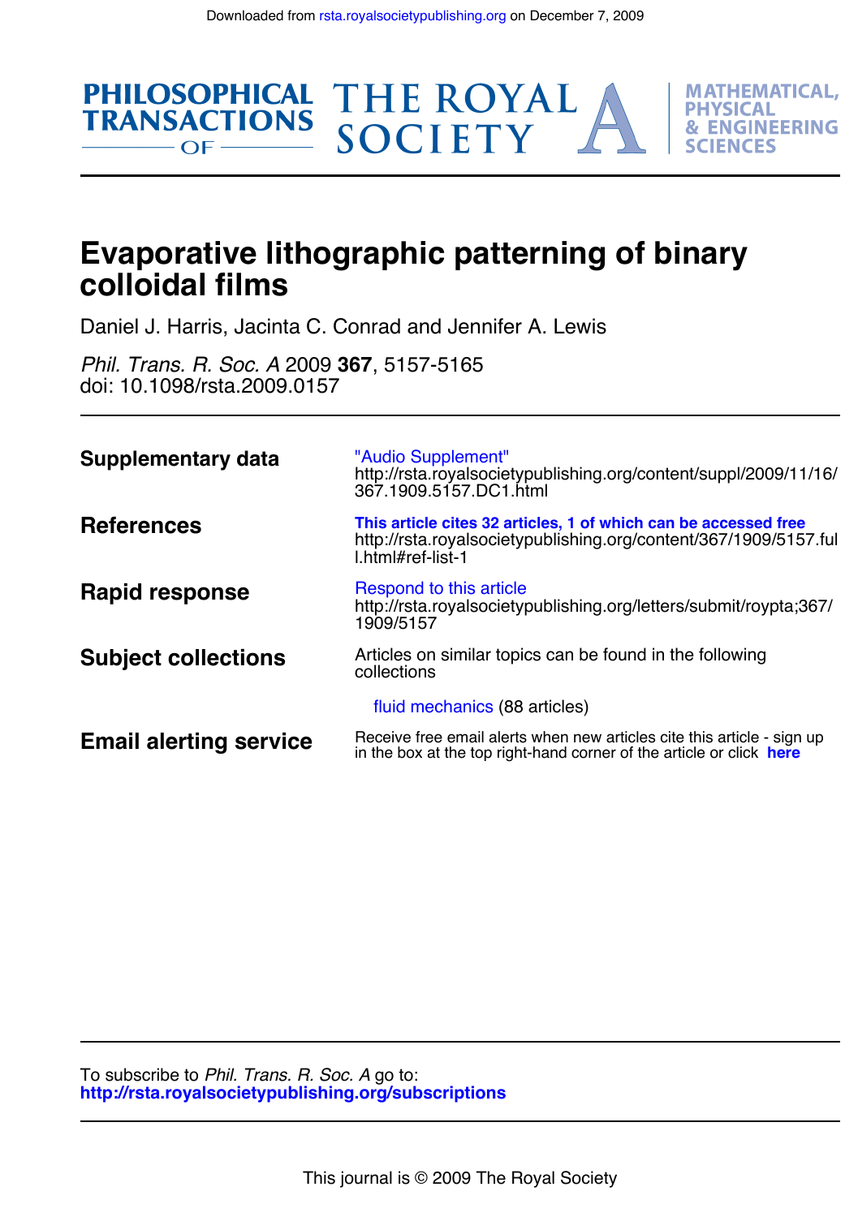Downloaded from rsta.royalsocietypublishing.org on December 7, 2009

PHILOSOPHICAL TRANSACTIONS OF THE ROYAL SOCIETY A

MATHEMATICAL, PHYSICAL & ENGINEERING SCIENCES

# Evaporative lithographic patterning of binary colloidal films

Daniel J. Harris, Jacinta C. Conrad and Jennifer A. Lewis

*Phil. Trans. R. Soc. A* 2009 **367**, 5157-5165
doi: 10.1098/rsta.2009.0157

| | |
|---|---|
| **Supplementary data** | "Audio Supplement" http://rsta.royalsocietypublishing.org/content/suppl/2009/11/16/367.1909.5157.DC1.html |
| **References** | **This article cites 32 articles, 1 of which can be accessed free** http://rsta.royalsocietypublishing.org/content/367/1909/5157.full.html#ref-list-1 |
| **Rapid response** | Respond to this article http://rsta.royalsocietypublishing.org/letters/submit/roypta;367/1909/5157 |
| **Subject collections** | Articles on similar topics can be found in the following collections<br><br>fluid mechanics (88 articles) |
| **Email alerting service** | Receive free email alerts when new articles cite this article - sign up in the box at the top right-hand corner of the article or click **here** |

To subscribe to *Phil. Trans. R. Soc. A* go to:
**http://rsta.royalsocietypublishing.org/subscriptions**

This journal is © 2009 The Royal Society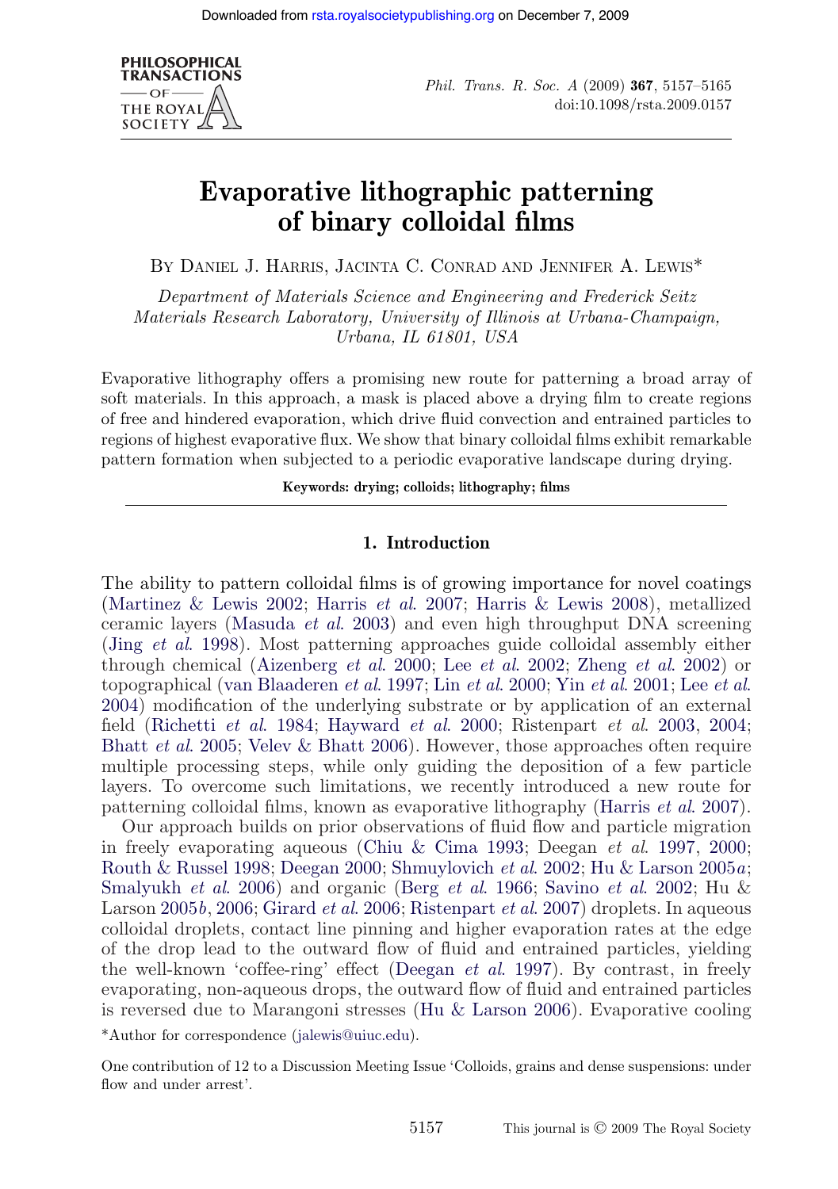# Evaporative lithographic patterning of binary colloidal films

By Daniel J. Harris, Jacinta C. Conrad and Jennifer A. Lewis*

*Department of Materials Science and Engineering and Frederick Seitz Materials Research Laboratory, University of Illinois at Urbana-Champaign, Urbana, IL 61801, USA*

Evaporative lithography offers a promising new route for patterning a broad array of soft materials. In this approach, a mask is placed above a drying film to create regions of free and hindered evaporation, which drive fluid convection and entrained particles to regions of highest evaporative flux. We show that binary colloidal films exhibit remarkable pattern formation when subjected to a periodic evaporative landscape during drying.

**Keywords: drying; colloids; lithography; films**

## 1. Introduction

The ability to pattern colloidal films is of growing importance for novel coatings (Martinez & Lewis 2002; Harris *et al.* 2007; Harris & Lewis 2008), metallized ceramic layers (Masuda *et al.* 2003) and even high throughput DNA screening (Jing *et al.* 1998). Most patterning approaches guide colloidal assembly either through chemical (Aizenberg *et al.* 2000; Lee *et al.* 2002; Zheng *et al.* 2002) or topographical (van Blaaderen *et al.* 1997; Lin *et al.* 2000; Yin *et al.* 2001; Lee *et al.* 2004) modification of the underlying substrate or by application of an external field (Richetti *et al.* 1984; Hayward *et al.* 2000; Ristenpart *et al.* 2003, 2004; Bhatt *et al.* 2005; Velev & Bhatt 2006). However, those approaches often require multiple processing steps, while only guiding the deposition of a few particle layers. To overcome such limitations, we recently introduced a new route for patterning colloidal films, known as evaporative lithography (Harris *et al.* 2007).

Our approach builds on prior observations of fluid flow and particle migration in freely evaporating aqueous (Chiu & Cima 1993; Deegan *et al.* 1997, 2000; Routh & Russel 1998; Deegan 2000; Shmuylovich *et al.* 2002; Hu & Larson 2005*a*; Smalyukh *et al.* 2006) and organic (Berg *et al.* 1966; Savino *et al.* 2002; Hu & Larson 2005*b*, 2006; Girard *et al.* 2006; Ristenpart *et al.* 2007) droplets. In aqueous colloidal droplets, contact line pinning and higher evaporation rates at the edge of the drop lead to the outward flow of fluid and entrained particles, yielding the well-known 'coffee-ring' effect (Deegan *et al.* 1997). By contrast, in freely evaporating, non-aqueous drops, the outward flow of fluid and entrained particles is reversed due to Marangoni stresses (Hu & Larson 2006). Evaporative cooling

*Author for correspondence (jalewis@uiuc.edu).

One contribution of 12 to a Discussion Meeting Issue 'Colloids, grains and dense suspensions: under flow and under arrest'.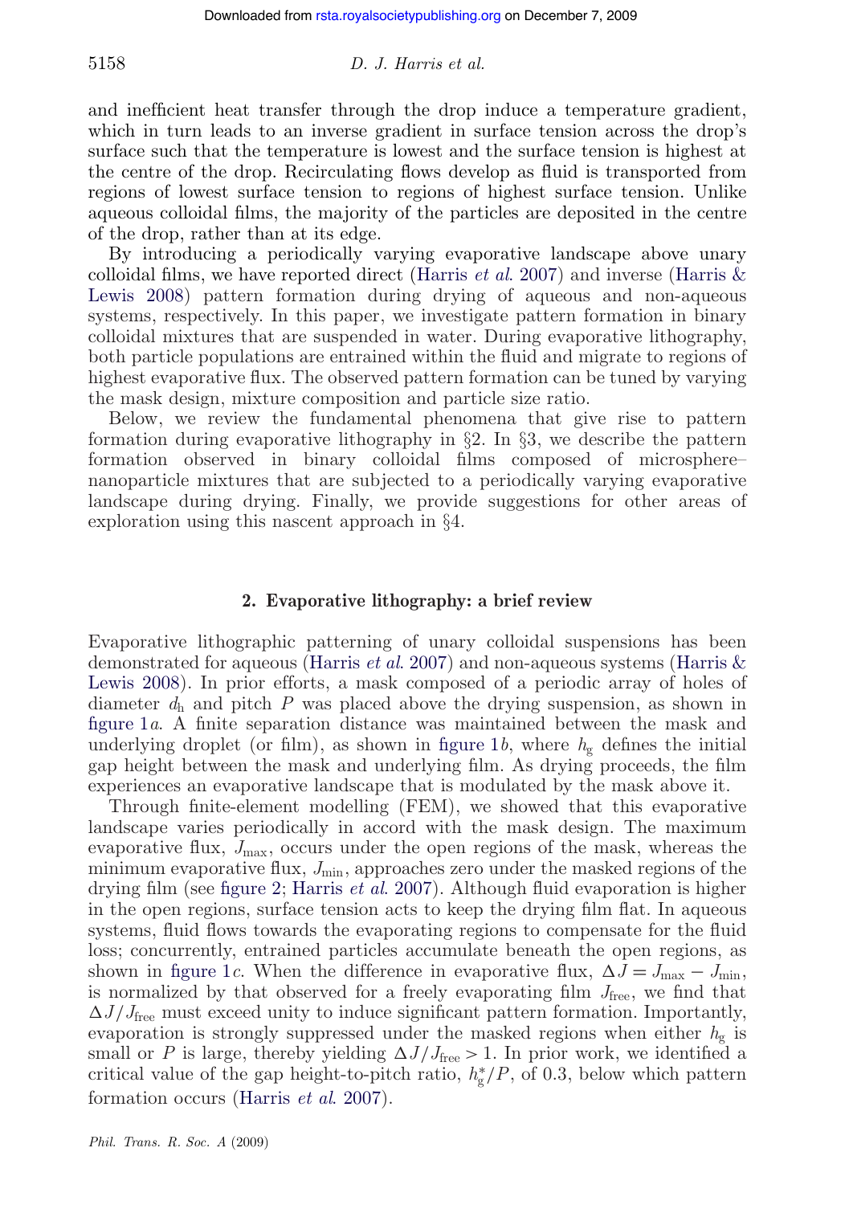and inefficient heat transfer through the drop induce a temperature gradient, which in turn leads to an inverse gradient in surface tension across the drop's surface such that the temperature is lowest and the surface tension is highest at the centre of the drop. Recirculating flows develop as fluid is transported from regions of lowest surface tension to regions of highest surface tension. Unlike aqueous colloidal films, the majority of the particles are deposited in the centre of the drop, rather than at its edge.

By introducing a periodically varying evaporative landscape above unary colloidal films, we have reported direct (Harris *et al.* 2007) and inverse (Harris & Lewis 2008) pattern formation during drying of aqueous and non-aqueous systems, respectively. In this paper, we investigate pattern formation in binary colloidal mixtures that are suspended in water. During evaporative lithography, both particle populations are entrained within the fluid and migrate to regions of highest evaporative flux. The observed pattern formation can be tuned by varying the mask design, mixture composition and particle size ratio.

Below, we review the fundamental phenomena that give rise to pattern formation during evaporative lithography in §2. In §3, we describe the pattern formation observed in binary colloidal films composed of microsphere–nanoparticle mixtures that are subjected to a periodically varying evaporative landscape during drying. Finally, we provide suggestions for other areas of exploration using this nascent approach in §4.

## 2. Evaporative lithography: a brief review

Evaporative lithographic patterning of unary colloidal suspensions has been demonstrated for aqueous (Harris *et al.* 2007) and non-aqueous systems (Harris & Lewis 2008). In prior efforts, a mask composed of a periodic array of holes of diameter $d_h$ and pitch $P$ was placed above the drying suspension, as shown in figure 1*a*. A finite separation distance was maintained between the mask and underlying droplet (or film), as shown in figure 1*b*, where $h_g$ defines the initial gap height between the mask and underlying film. As drying proceeds, the film experiences an evaporative landscape that is modulated by the mask above it.

Through finite-element modelling (FEM), we showed that this evaporative landscape varies periodically in accord with the mask design. The maximum evaporative flux, $J_{max}$, occurs under the open regions of the mask, whereas the minimum evaporative flux, $J_{min}$, approaches zero under the masked regions of the drying film (see figure 2; Harris *et al.* 2007). Although fluid evaporation is higher in the open regions, surface tension acts to keep the drying film flat. In aqueous systems, fluid flows towards the evaporating regions to compensate for the fluid loss; concurrently, entrained particles accumulate beneath the open regions, as shown in figure 1*c*. When the difference in evaporative flux, $\Delta J = J_{max} - J_{min}$, is normalized by that observed for a freely evaporating film $J_{free}$, we find that $\Delta J/J_{free}$ must exceed unity to induce significant pattern formation. Importantly, evaporation is strongly suppressed under the masked regions when either $h_g$ is small or $P$ is large, thereby yielding $\Delta J/J_{free} > 1$. In prior work, we identified a critical value of the gap height-to-pitch ratio, $h_g^*/P$, of 0.3, below which pattern formation occurs (Harris *et al.* 2007).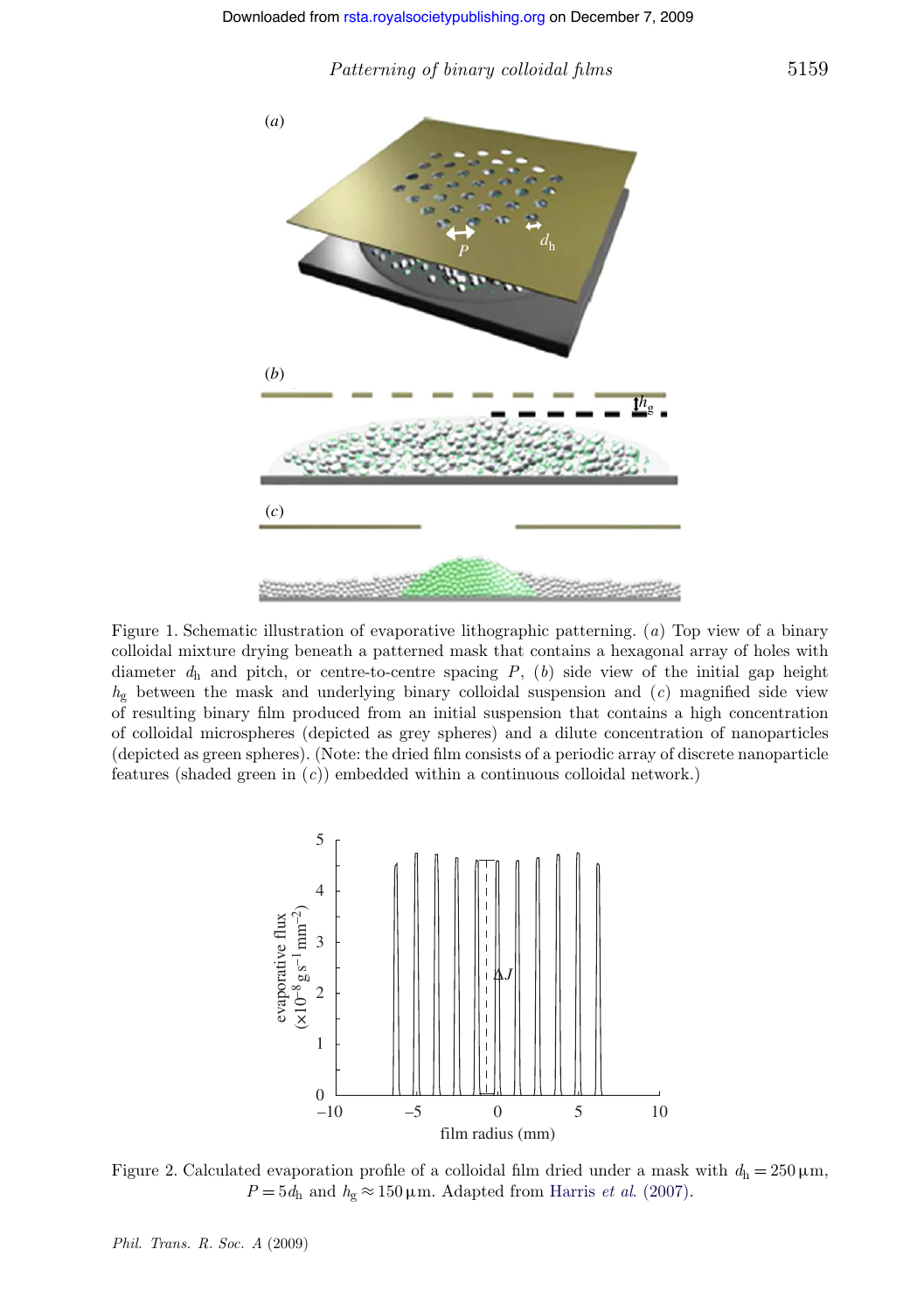Figure 1. Schematic illustration of evaporative lithographic patterning. (*a*) Top view of a binary colloidal mixture drying beneath a patterned mask that contains a hexagonal array of holes with diameter $d_h$ and pitch, or centre-to-centre spacing $P$, (*b*) side view of the initial gap height $h_g$ between the mask and underlying binary colloidal suspension and (*c*) magnified side view of resulting binary film produced from an initial suspension that contains a high concentration of colloidal microspheres (depicted as grey spheres) and a dilute concentration of nanoparticles (depicted as green spheres). (Note: the dried film consists of a periodic array of discrete nanoparticle features (shaded green in (*c*)) embedded within a continuous colloidal network.)

Figure 2. Calculated evaporation profile of a colloidal film dried under a mask with $d_h = 250\,\mu m$, $P = 5d_h$ and $h_g \approx 150\,\mu m$. Adapted from Harris *et al.* (2007).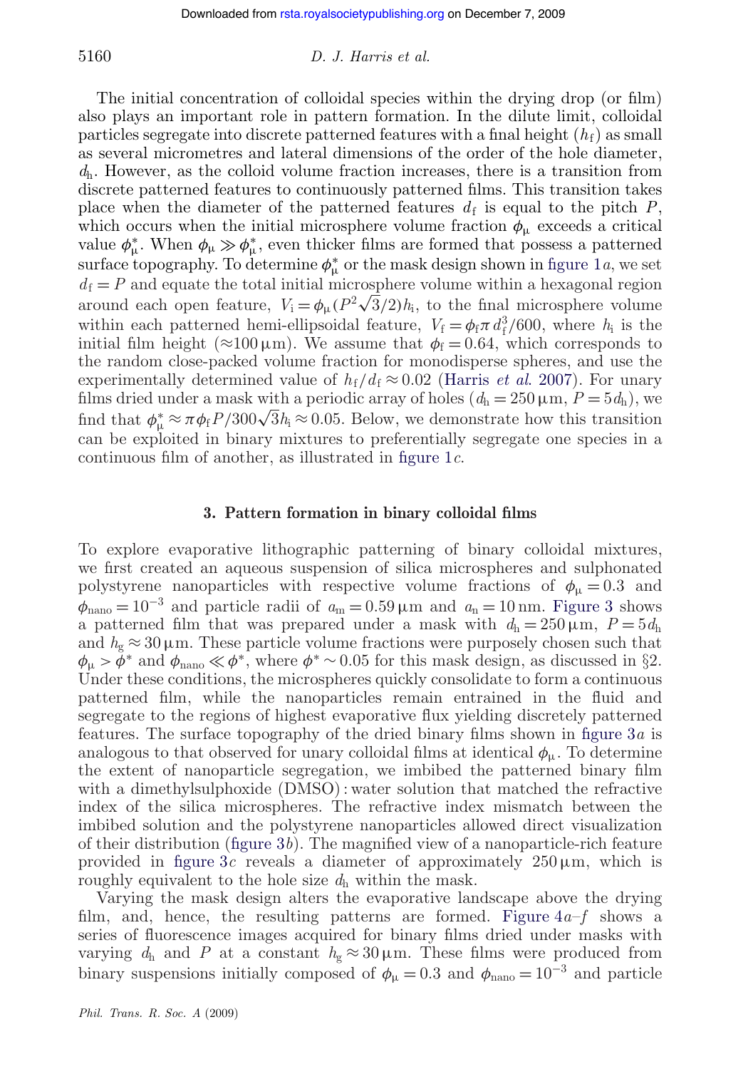The initial concentration of colloidal species within the drying drop (or film) also plays an important role in pattern formation. In the dilute limit, colloidal particles segregate into discrete patterned features with a final height ($h_f$) as small as several micrometres and lateral dimensions of the order of the hole diameter, $d_h$. However, as the colloid volume fraction increases, there is a transition from discrete patterned features to continuously patterned films. This transition takes place when the diameter of the patterned features $d_f$ is equal to the pitch $P$, which occurs when the initial microsphere volume fraction $\phi_\mu$ exceeds a critical value $\phi_\mu^*$. When $\phi_\mu \gg \phi_\mu^*$, even thicker films are formed that possess a patterned surface topography. To determine $\phi_\mu^*$ or the mask design shown in figure 1*a*, we set $d_f = P$ and equate the total initial microsphere volume within a hexagonal region around each open feature, $V_i = \phi_\mu(P^2\sqrt{3}/2)h_i$, to the final microsphere volume within each patterned hemi-ellipsoidal feature, $V_f = \phi_f \pi d_f^3/600$, where $h_i$ is the initial film height ($\approx 100\,\mu$m). We assume that $\phi_f = 0.64$, which corresponds to the random close-packed volume fraction for monodisperse spheres, and use the experimentally determined value of $h_f/d_f \approx 0.02$ (Harris *et al.* 2007). For unary films dried under a mask with a periodic array of holes ($d_h = 250\,\mu$m, $P = 5d_h$), we find that $\phi_\mu^* \approx \pi\phi_f P/300\sqrt{3}h_i \approx 0.05$. Below, we demonstrate how this transition can be exploited in binary mixtures to preferentially segregate one species in a continuous film of another, as illustrated in figure 1*c*.

## 3. Pattern formation in binary colloidal films

To explore evaporative lithographic patterning of binary colloidal mixtures, we first created an aqueous suspension of silica microspheres and sulphonated polystyrene nanoparticles with respective volume fractions of $\phi_\mu = 0.3$ and $\phi_{nano} = 10^{-3}$ and particle radii of $a_m = 0.59\,\mu$m and $a_n = 10$ nm. Figure 3 shows a patterned film that was prepared under a mask with $d_h = 250\,\mu$m, $P = 5d_h$ and $h_g \approx 30\,\mu$m. These particle volume fractions were purposely chosen such that $\phi_\mu > \phi^*$ and $\phi_{nano} \ll \phi^*$, where $\phi^* \sim 0.05$ for this mask design, as discussed in §2. Under these conditions, the microspheres quickly consolidate to form a continuous patterned film, while the nanoparticles remain entrained in the fluid and segregate to the regions of highest evaporative flux yielding discretely patterned features. The surface topography of the dried binary films shown in figure 3*a* is analogous to that observed for unary colloidal films at identical $\phi_\mu$. To determine the extent of nanoparticle segregation, we imbibed the patterned binary film with a dimethylsulphoxide (DMSO) : water solution that matched the refractive index of the silica microspheres. The refractive index mismatch between the imbibed solution and the polystyrene nanoparticles allowed direct visualization of their distribution (figure 3*b*). The magnified view of a nanoparticle-rich feature provided in figure 3*c* reveals a diameter of approximately $250\,\mu$m, which is roughly equivalent to the hole size $d_h$ within the mask.

Varying the mask design alters the evaporative landscape above the drying film, and, hence, the resulting patterns are formed. Figure 4*a–f* shows a series of fluorescence images acquired for binary films dried under masks with varying $d_h$ and $P$ at a constant $h_g \approx 30\,\mu$m. These films were produced from binary suspensions initially composed of $\phi_\mu = 0.3$ and $\phi_{nano} = 10^{-3}$ and particle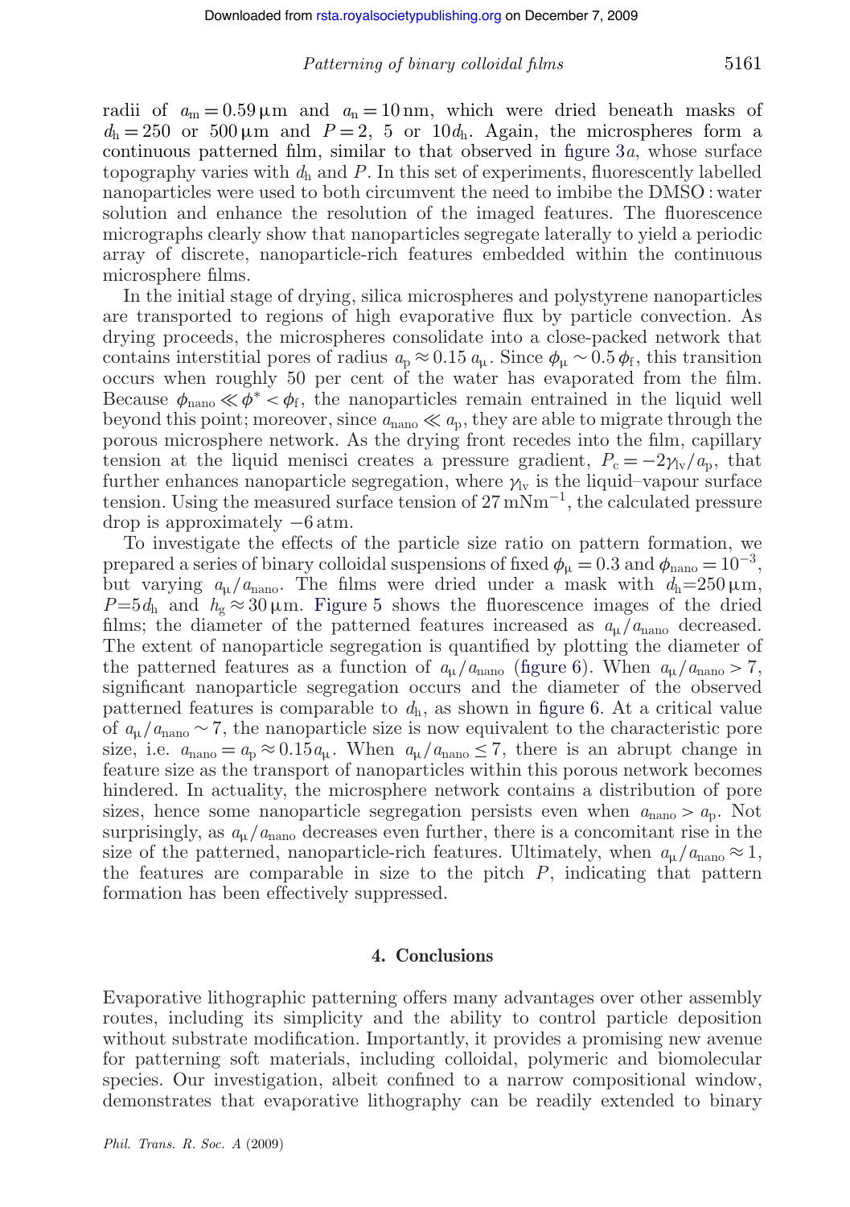radii of $a_m = 0.59\,\mu m$ and $a_n = 10\,nm$, which were dried beneath masks of $d_h = 250$ or $500\,\mu m$ and $P = 2$, 5 or $10 d_h$. Again, the microspheres form a continuous patterned film, similar to that observed in figure 3*a*, whose surface topography varies with $d_h$ and $P$. In this set of experiments, fluorescently labelled nanoparticles were used to both circumvent the need to imbibe the DMSO : water solution and enhance the resolution of the imaged features. The fluorescence micrographs clearly show that nanoparticles segregate laterally to yield a periodic array of discrete, nanoparticle-rich features embedded within the continuous microsphere films.

In the initial stage of drying, silica microspheres and polystyrene nanoparticles are transported to regions of high evaporative flux by particle convection. As drying proceeds, the microspheres consolidate into a close-packed network that contains interstitial pores of radius $a_p \approx 0.15\, a_\mu$. Since $\phi_\mu \sim 0.5\, \phi_f$, this transition occurs when roughly 50 per cent of the water has evaporated from the film. Because $\phi_{nano} \ll \phi^* < \phi_f$, the nanoparticles remain entrained in the liquid well beyond this point; moreover, since $a_{nano} \ll a_p$, they are able to migrate through the porous microsphere network. As the drying front recedes into the film, capillary tension at the liquid menisci creates a pressure gradient, $P_c = -2\gamma_{lv}/a_p$, that further enhances nanoparticle segregation, where $\gamma_{lv}$ is the liquid–vapour surface tension. Using the measured surface tension of $27\,mNm^{-1}$, the calculated pressure drop is approximately $-6$ atm.

To investigate the effects of the particle size ratio on pattern formation, we prepared a series of binary colloidal suspensions of fixed $\phi_\mu = 0.3$ and $\phi_{nano} = 10^{-3}$, but varying $a_\mu/a_{nano}$. The films were dried under a mask with $d_h = 250\,\mu m$, $P = 5 d_h$ and $h_g \approx 30\,\mu m$. Figure 5 shows the fluorescence images of the dried films; the diameter of the patterned features increased as $a_\mu/a_{nano}$ decreased. The extent of nanoparticle segregation is quantified by plotting the diameter of the patterned features as a function of $a_\mu/a_{nano}$ (figure 6). When $a_\mu/a_{nano} > 7$, significant nanoparticle segregation occurs and the diameter of the observed patterned features is comparable to $d_h$, as shown in figure 6. At a critical value of $a_\mu/a_{nano} \sim 7$, the nanoparticle size is now equivalent to the characteristic pore size, i.e. $a_{nano} = a_p \approx 0.15 a_\mu$. When $a_\mu/a_{nano} \leq 7$, there is an abrupt change in feature size as the transport of nanoparticles within this porous network becomes hindered. In actuality, the microsphere network contains a distribution of pore sizes, hence some nanoparticle segregation persists even when $a_{nano} > a_p$. Not surprisingly, as $a_\mu/a_{nano}$ decreases even further, there is a concomitant rise in the size of the patterned, nanoparticle-rich features. Ultimately, when $a_\mu/a_{nano} \approx 1$, the features are comparable in size to the pitch $P$, indicating that pattern formation has been effectively suppressed.

## 4. Conclusions

Evaporative lithographic patterning offers many advantages over other assembly routes, including its simplicity and the ability to control particle deposition without substrate modification. Importantly, it provides a promising new avenue for patterning soft materials, including colloidal, polymeric and biomolecular species. Our investigation, albeit confined to a narrow compositional window, demonstrates that evaporative lithography can be readily extended to binary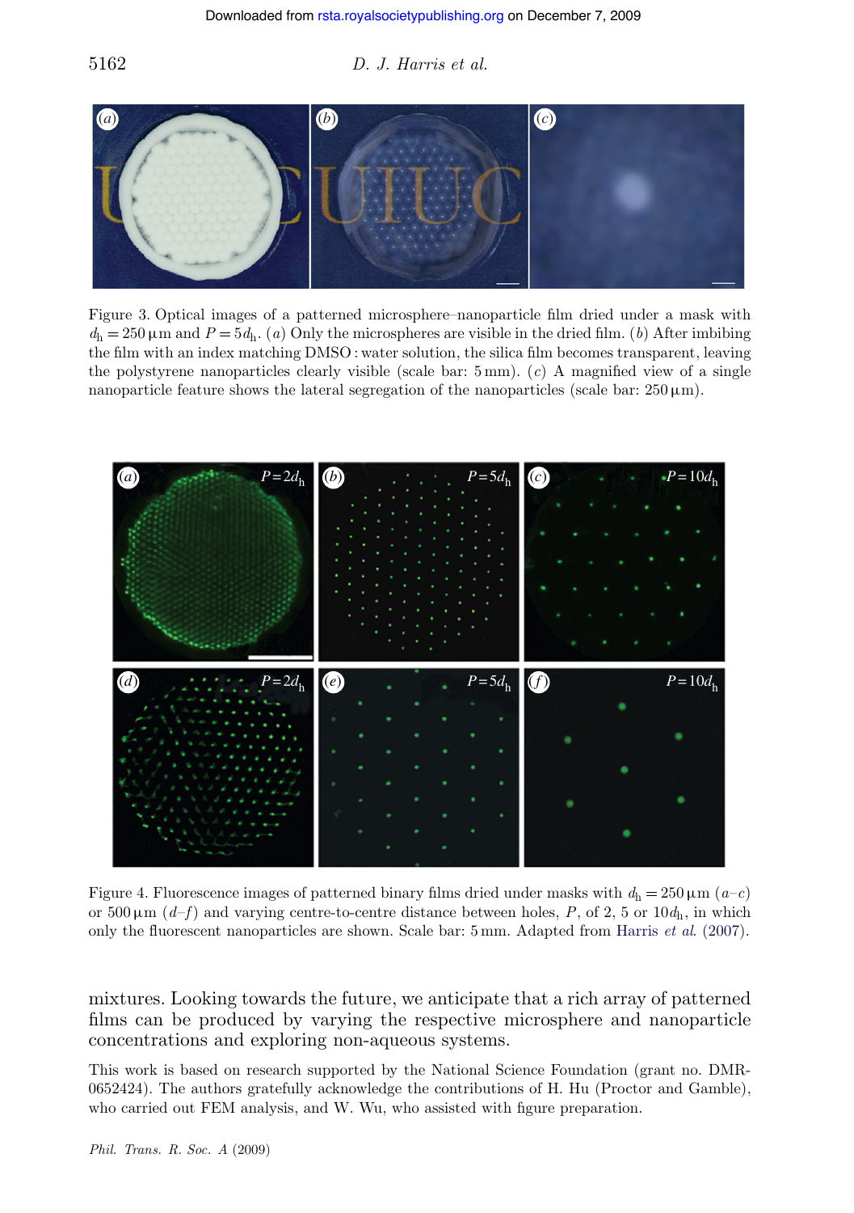Figure 3. Optical images of a patterned microsphere–nanoparticle film dried under a mask with $d_h = 250\,\mu m$ and $P = 5d_h$. (*a*) Only the microspheres are visible in the dried film. (*b*) After imbibing the film with an index matching DMSO : water solution, the silica film becomes transparent, leaving the polystyrene nanoparticles clearly visible (scale bar: 5 mm). (*c*) A magnified view of a single nanoparticle feature shows the lateral segregation of the nanoparticles (scale bar: 250 μm).

Figure 4. Fluorescence images of patterned binary films dried under masks with $d_h = 250\,\mu m$ (*a*–*c*) or 500 μm (*d*–*f*) and varying centre-to-centre distance between holes, $P$, of 2, 5 or $10d_h$, in which only the fluorescent nanoparticles are shown. Scale bar: 5 mm. Adapted from Harris *et al*. (2007).

mixtures. Looking towards the future, we anticipate that a rich array of patterned films can be produced by varying the respective microsphere and nanoparticle concentrations and exploring non-aqueous systems.

This work is based on research supported by the National Science Foundation (grant no. DMR-0652424). The authors gratefully acknowledge the contributions of H. Hu (Proctor and Gamble), who carried out FEM analysis, and W. Wu, who assisted with figure preparation.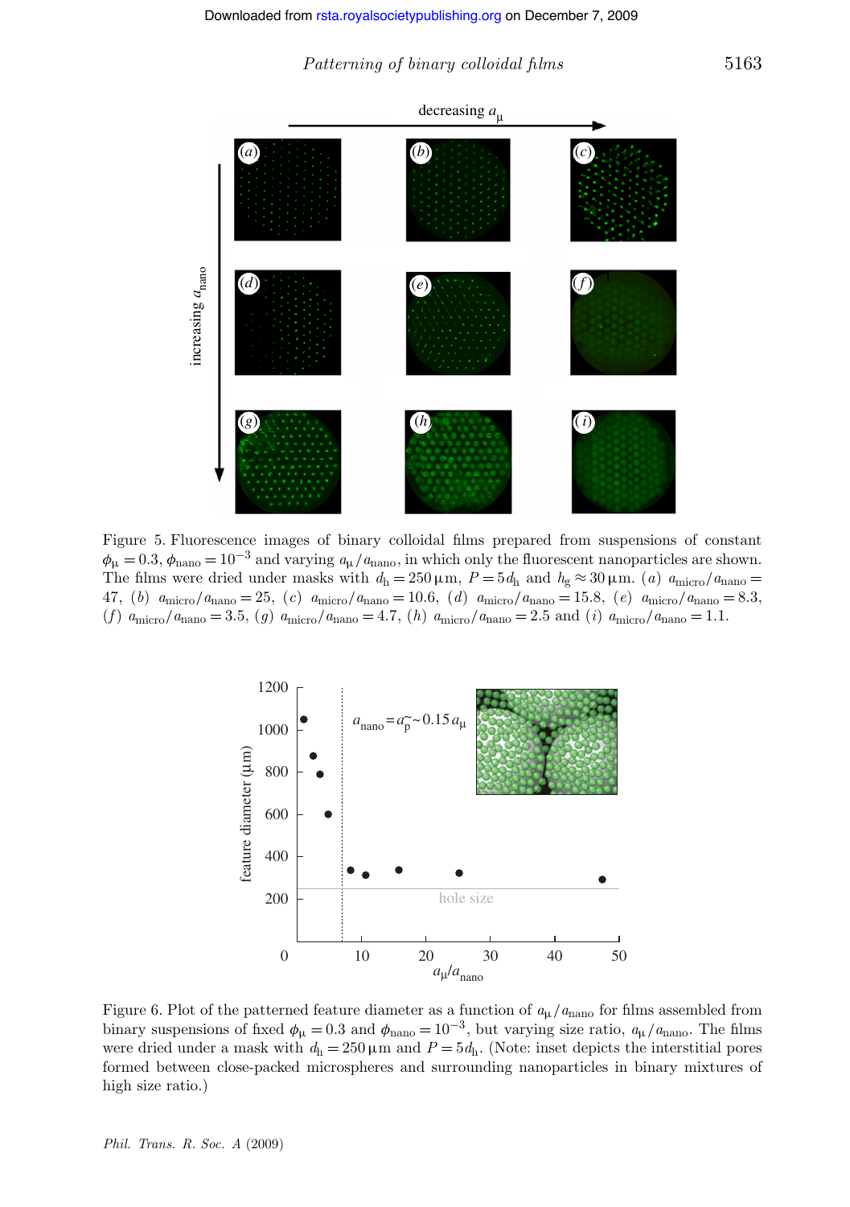Figure 5. Fluorescence images of binary colloidal films prepared from suspensions of constant $\phi_{\mu} = 0.3$, $\phi_{\text{nano}} = 10^{-3}$ and varying $a_{\mu}/a_{\text{nano}}$, in which only the fluorescent nanoparticles are shown. The films were dried under masks with $d_{\text{h}} = 250\,\mu\text{m}$, $P = 5d_{\text{h}}$ and $h_{\text{g}} \approx 30\,\mu\text{m}$. (*a*) $a_{\text{micro}}/a_{\text{nano}} = 47$, (*b*) $a_{\text{micro}}/a_{\text{nano}} = 25$, (*c*) $a_{\text{micro}}/a_{\text{nano}} = 10.6$, (*d*) $a_{\text{micro}}/a_{\text{nano}} = 15.8$, (*e*) $a_{\text{micro}}/a_{\text{nano}} = 8.3$, (*f*) $a_{\text{micro}}/a_{\text{nano}} = 3.5$, (*g*) $a_{\text{micro}}/a_{\text{nano}} = 4.7$, (*h*) $a_{\text{micro}}/a_{\text{nano}} = 2.5$ and (*i*) $a_{\text{micro}}/a_{\text{nano}} = 1.1$.

Figure 6. Plot of the patterned feature diameter as a function of $a_{\mu}/a_{\text{nano}}$ for films assembled from binary suspensions of fixed $\phi_{\mu} = 0.3$ and $\phi_{\text{nano}} = 10^{-3}$, but varying size ratio, $a_{\mu}/a_{\text{nano}}$. The films were dried under a mask with $d_{\text{h}} = 250\,\mu\text{m}$ and $P = 5d_{\text{h}}$. (Note: inset depicts the interstitial pores formed between close-packed microspheres and surrounding nanoparticles in binary mixtures of high size ratio.)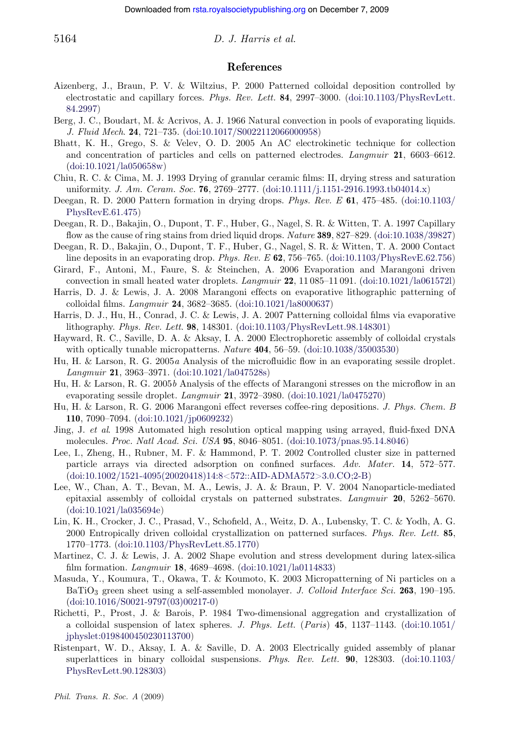## References

Aizenberg, J., Braun, P. V. & Wiltzius, P. 2000 Patterned colloidal deposition controlled by electrostatic and capillary forces. *Phys. Rev. Lett.* **84**, 2997–3000. (doi:10.1103/PhysRevLett.84.2997)

Berg, J. C., Boudart, M. & Acrivos, A. J. 1966 Natural convection in pools of evaporating liquids. *J. Fluid Mech.* **24**, 721–735. (doi:10.1017/S0022112066000958)

Bhatt, K. H., Grego, S. & Velev, O. D. 2005 An AC electrokinetic technique for collection and concentration of particles and cells on patterned electrodes. *Langmuir* **21**, 6603–6612. (doi:10.1021/la050658w)

Chiu, R. C. & Cima, M. J. 1993 Drying of granular ceramic films: II, drying stress and saturation uniformity. *J. Am. Ceram. Soc.* **76**, 2769–2777. (doi:10.1111/j.1151-2916.1993.tb04014.x)

Deegan, R. D. 2000 Pattern formation in drying drops. *Phys. Rev. E* **61**, 475–485. (doi:10.1103/PhysRevE.61.475)

Deegan, R. D., Bakajin, O., Dupont, T. F., Huber, G., Nagel, S. R. & Witten, T. A. 1997 Capillary flow as the cause of ring stains from dried liquid drops. *Nature* **389**, 827–829. (doi:10.1038/39827)

Deegan, R. D., Bakajin, O., Dupont, T. F., Huber, G., Nagel, S. R. & Witten, T. A. 2000 Contact line deposits in an evaporating drop. *Phys. Rev. E* **62**, 756–765. (doi:10.1103/PhysRevE.62.756)

Girard, F., Antoni, M., Faure, S. & Steinchen, A. 2006 Evaporation and Marangoni driven convection in small heated water droplets. *Langmuir* **22**, 11 085–11 091. (doi:10.1021/la061572l)

Harris, D. J. & Lewis, J. A. 2008 Marangoni effects on evaporative lithographic patterning of colloidal films. *Langmuir* **24**, 3682–3685. (doi:10.1021/la8000637)

Harris, D. J., Hu, H., Conrad, J. C. & Lewis, J. A. 2007 Patterning colloidal films via evaporative lithography. *Phys. Rev. Lett.* **98**, 148301. (doi:10.1103/PhysRevLett.98.148301)

Hayward, R. C., Saville, D. A. & Aksay, I. A. 2000 Electrophoretic assembly of colloidal crystals with optically tunable micropatterns. *Nature* **404**, 56–59. (doi:10.1038/35003530)

Hu, H. & Larson, R. G. 2005*a* Analysis of the microfluidic flow in an evaporating sessile droplet. *Langmuir* **21**, 3963–3971. (doi:10.1021/la047528s)

Hu, H. & Larson, R. G. 2005*b* Analysis of the effects of Marangoni stresses on the microflow in an evaporating sessile droplet. *Langmuir* **21**, 3972–3980. (doi:10.1021/la0475270)

Hu, H. & Larson, R. G. 2006 Marangoni effect reverses coffee-ring depositions. *J. Phys. Chem. B* **110**, 7090–7094. (doi:10.1021/jp0609232)

Jing, J. *et al.* 1998 Automated high resolution optical mapping using arrayed, fluid-fixed DNA molecules. *Proc. Natl Acad. Sci. USA* **95**, 8046–8051. (doi:10.1073/pnas.95.14.8046)

Lee, I., Zheng, H., Rubner, M. F. & Hammond, P. T. 2002 Controlled cluster size in patterned particle arrays via directed adsorption on confined surfaces. *Adv. Mater.* **14**, 572–577. (doi:10.1002/1521-4095(20020418)14:8<572::AID-ADMA572>3.0.CO;2-B)

Lee, W., Chan, A. T., Bevan, M. A., Lewis, J. A. & Braun, P. V. 2004 Nanoparticle-mediated epitaxial assembly of colloidal crystals on patterned substrates. *Langmuir* **20**, 5262–5670. (doi:10.1021/la035694e)

Lin, K. H., Crocker, J. C., Prasad, V., Schofield, A., Weitz, D. A., Lubensky, T. C. & Yodh, A. G. 2000 Entropically driven colloidal crystallization on patterned surfaces. *Phys. Rev. Lett.* **85**, 1770–1773. (doi:10.1103/PhysRevLett.85.1770)

Martinez, C. J. & Lewis, J. A. 2002 Shape evolution and stress development during latex-silica film formation. *Langmuir* **18**, 4689–4698. (doi:10.1021/la0114833)

Masuda, Y., Koumura, T., Okawa, T. & Koumoto, K. 2003 Micropatterning of Ni particles on a $BaTiO_3$ green sheet using a self-assembled monolayer. *J. Colloid Interface Sci.* **263**, 190–195. (doi:10.1016/S0021-9797(03)00217-0)

Richetti, P., Prost, J. & Barois, P. 1984 Two-dimensional aggregation and crystallization of a colloidal suspension of latex spheres. *J. Phys. Lett. (Paris)* **45**, 1137–1143. (doi:10.1051/jphyslet:0198400450230113700)

Ristenpart, W. D., Aksay, I. A. & Saville, D. A. 2003 Electrically guided assembly of planar superlattices in binary colloidal suspensions. *Phys. Rev. Lett.* **90**, 128303. (doi:10.1103/PhysRevLett.90.128303)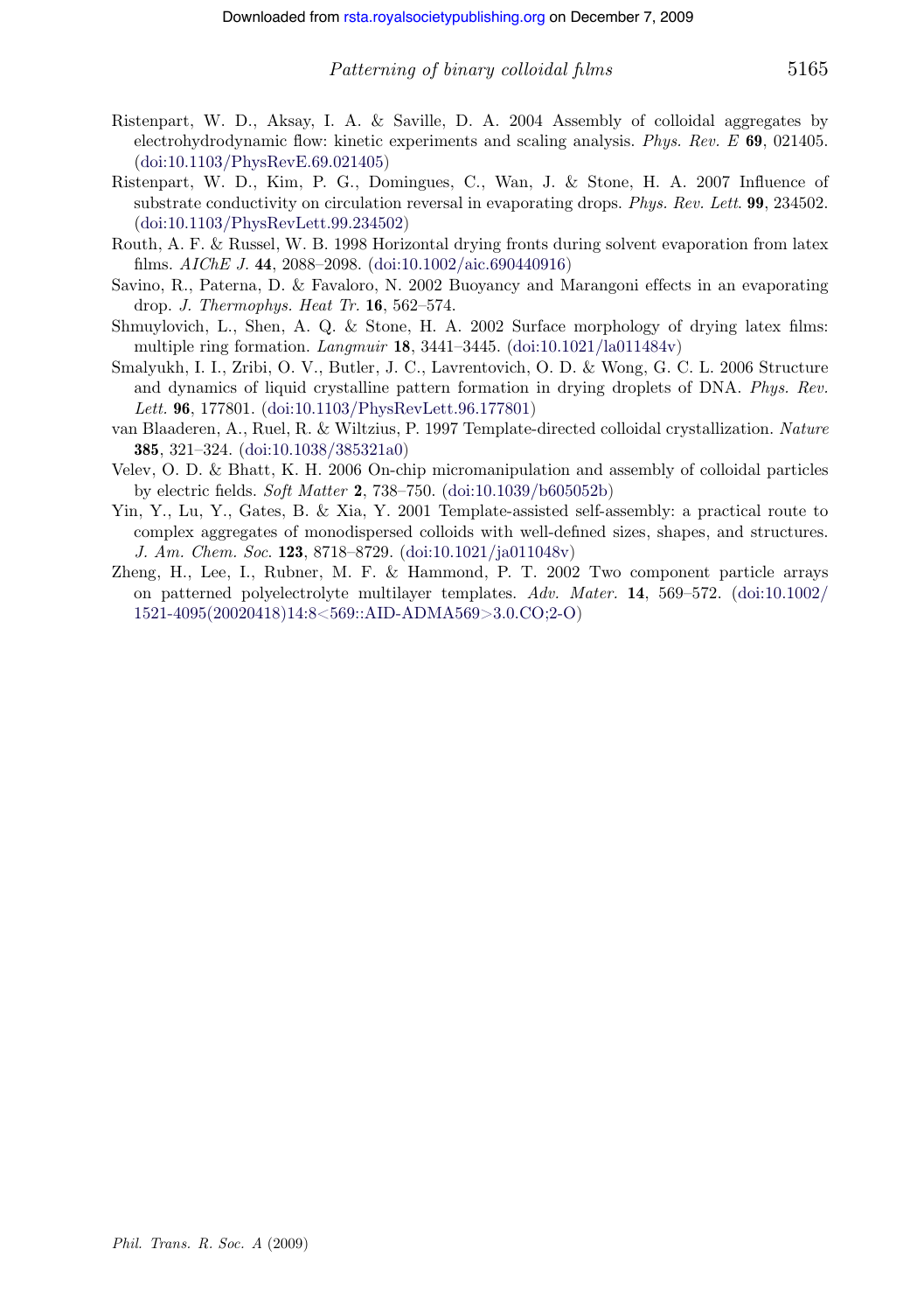Ristenpart, W. D., Aksay, I. A. & Saville, D. A. 2004 Assembly of colloidal aggregates by electrohydrodynamic flow: kinetic experiments and scaling analysis. *Phys. Rev. E* **69**, 021405. (doi:10.1103/PhysRevE.69.021405)

Ristenpart, W. D., Kim, P. G., Domingues, C., Wan, J. & Stone, H. A. 2007 Influence of substrate conductivity on circulation reversal in evaporating drops. *Phys. Rev. Lett.* **99**, 234502. (doi:10.1103/PhysRevLett.99.234502)

Routh, A. F. & Russel, W. B. 1998 Horizontal drying fronts during solvent evaporation from latex films. *AIChE J.* **44**, 2088–2098. (doi:10.1002/aic.690440916)

Savino, R., Paterna, D. & Favaloro, N. 2002 Buoyancy and Marangoni effects in an evaporating drop. *J. Thermophys. Heat Tr.* **16**, 562–574.

Shmuylovich, L., Shen, A. Q. & Stone, H. A. 2002 Surface morphology of drying latex films: multiple ring formation. *Langmuir* **18**, 3441–3445. (doi:10.1021/la011484v)

Smalyukh, I. I., Zribi, O. V., Butler, J. C., Lavrentovich, O. D. & Wong, G. C. L. 2006 Structure and dynamics of liquid crystalline pattern formation in drying droplets of DNA. *Phys. Rev. Lett.* **96**, 177801. (doi:10.1103/PhysRevLett.96.177801)

van Blaaderen, A., Ruel, R. & Wiltzius, P. 1997 Template-directed colloidal crystallization. *Nature* **385**, 321–324. (doi:10.1038/385321a0)

Velev, O. D. & Bhatt, K. H. 2006 On-chip micromanipulation and assembly of colloidal particles by electric fields. *Soft Matter* **2**, 738–750. (doi:10.1039/b605052b)

Yin, Y., Lu, Y., Gates, B. & Xia, Y. 2001 Template-assisted self-assembly: a practical route to complex aggregates of monodispersed colloids with well-defined sizes, shapes, and structures. *J. Am. Chem. Soc.* **123**, 8718–8729. (doi:10.1021/ja011048v)

Zheng, H., Lee, I., Rubner, M. F. & Hammond, P. T. 2002 Two component particle arrays on patterned polyelectrolyte multilayer templates. *Adv. Mater.* **14**, 569–572. (doi:10.1002/1521-4095(20020418)14:8<569::AID-ADMA569>3.0.CO;2-O)